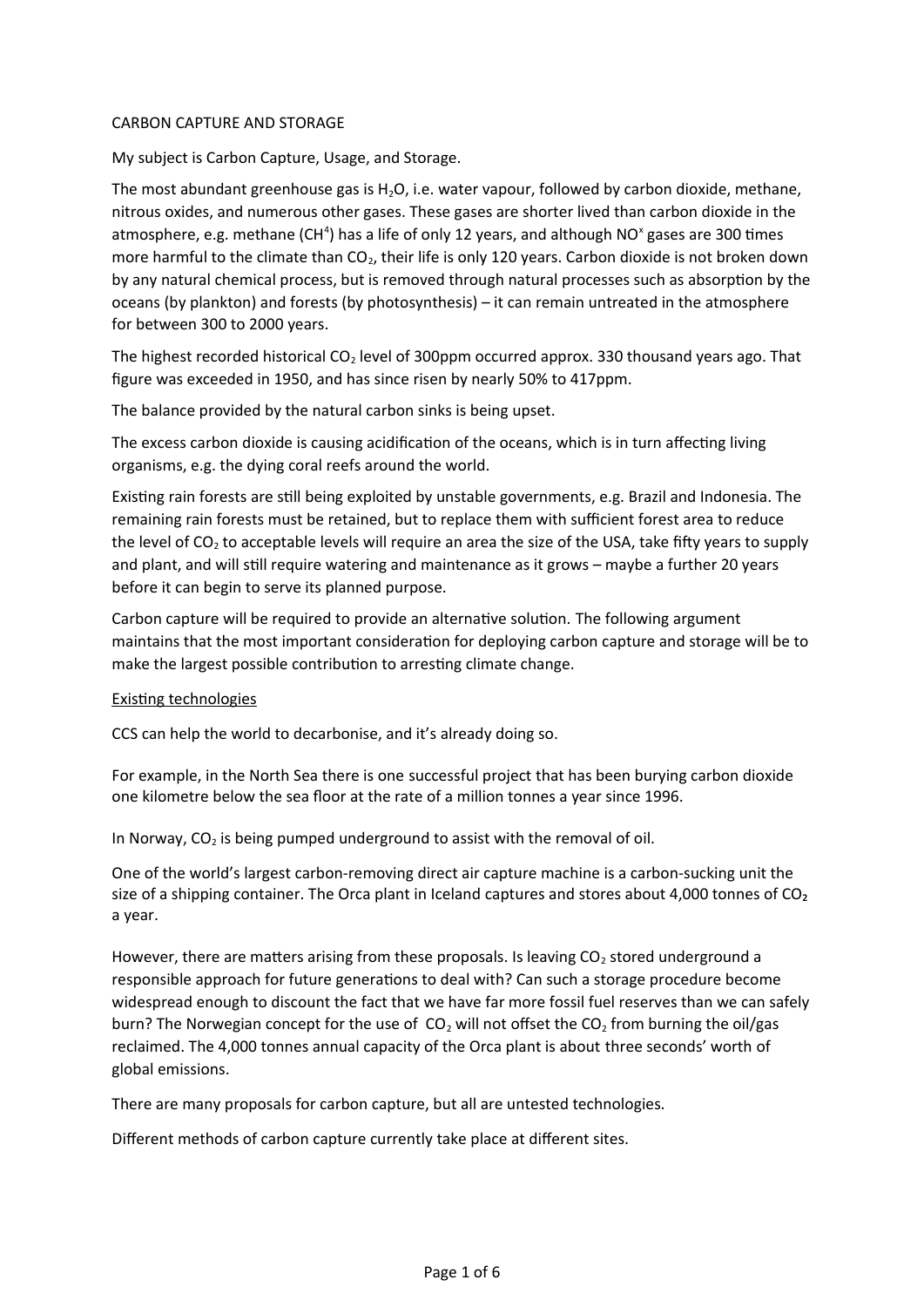# CARBON CAPTURE AND STORAGE

My subject is Carbon Capture, Usage, and Storage.

The most abundant greenhouse gas is $H_2O$, i.e. water vapour, followed by carbon dioxide, methane, nitrous oxides, and numerous other gases. These gases are shorter lived than carbon dioxide in the atmosphere, e.g. methane ($CH^4$) has a life of only 12 years, and although $NO^x$ gases are 300 times more harmful to the climate than $CO_2$, their life is only 120 years. Carbon dioxide is not broken down by any natural chemical process, but is removed through natural processes such as absorption by the oceans (by plankton) and forests (by photosynthesis) – it can remain untreated in the atmosphere for between 300 to 2000 years.

The highest recorded historical $CO_2$ level of 300ppm occurred approx. 330 thousand years ago. That figure was exceeded in 1950, and has since risen by nearly 50% to 417ppm.

The balance provided by the natural carbon sinks is being upset.

The excess carbon dioxide is causing acidification of the oceans, which is in turn affecting living organisms, e.g. the dying coral reefs around the world.

Existing rain forests are still being exploited by unstable governments, e.g. Brazil and Indonesia. The remaining rain forests must be retained, but to replace them with sufficient forest area to reduce the level of $CO_2$ to acceptable levels will require an area the size of the USA, take fifty years to supply and plant, and will still require watering and maintenance as it grows – maybe a further 20 years before it can begin to serve its planned purpose.

Carbon capture will be required to provide an alternative solution. The following argument maintains that the most important consideration for deploying carbon capture and storage will be to make the largest possible contribution to arresting climate change.

## Existing technologies

CCS can help the world to decarbonise, and it's already doing so.

For example, in the North Sea there is one successful project that has been burying carbon dioxide one kilometre below the sea floor at the rate of a million tonnes a year since 1996.

In Norway, $CO_2$ is being pumped underground to assist with the removal of oil.

One of the world's largest carbon-removing direct air capture machine is a carbon-sucking unit the size of a shipping container. The Orca plant in Iceland captures and stores about 4,000 tonnes of $CO_2$ a year.

However, there are matters arising from these proposals. Is leaving $CO_2$ stored underground a responsible approach for future generations to deal with? Can such a storage procedure become widespread enough to discount the fact that we have far more fossil fuel reserves than we can safely burn? The Norwegian concept for the use of $CO_2$ will not offset the $CO_2$ from burning the oil/gas reclaimed. The 4,000 tonnes annual capacity of the Orca plant is about three seconds' worth of global emissions.

There are many proposals for carbon capture, but all are untested technologies.

Different methods of carbon capture currently take place at different sites.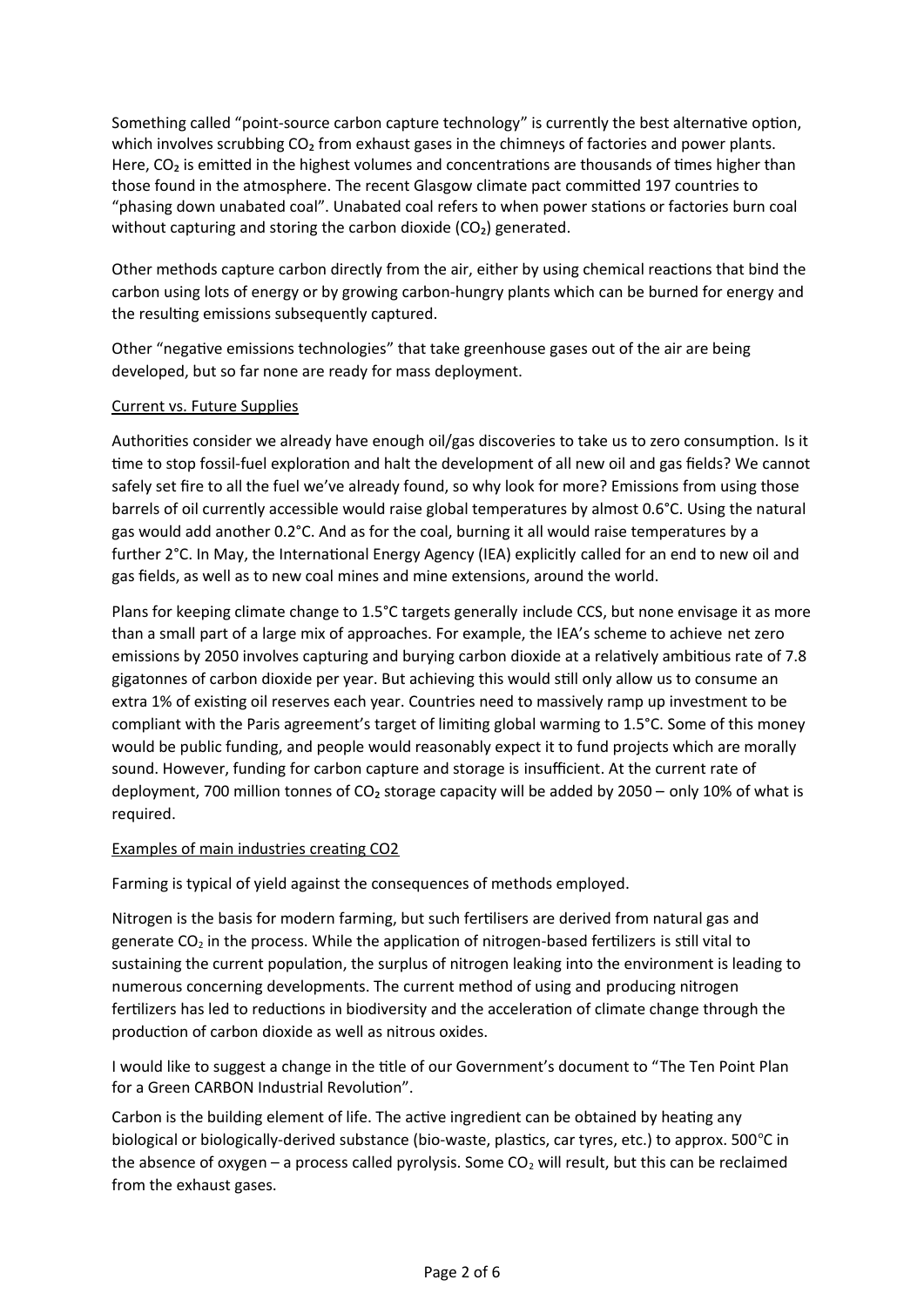Something called "point-source carbon capture technology" is currently the best alternative option, which involves scrubbing $CO_2$ from exhaust gases in the chimneys of factories and power plants. Here, $CO_2$ is emitted in the highest volumes and concentrations are thousands of times higher than those found in the atmosphere. The recent Glasgow climate pact committed 197 countries to "phasing down unabated coal". Unabated coal refers to when power stations or factories burn coal without capturing and storing the carbon dioxide ($CO_2$) generated.

Other methods capture carbon directly from the air, either by using chemical reactions that bind the carbon using lots of energy or by growing carbon-hungry plants which can be burned for energy and the resulting emissions subsequently captured.

Other "negative emissions technologies" that take greenhouse gases out of the air are being developed, but so far none are ready for mass deployment.

## Current vs. Future Supplies

Authorities consider we already have enough oil/gas discoveries to take us to zero consumption. Is it time to stop fossil-fuel exploration and halt the development of all new oil and gas fields? We cannot safely set fire to all the fuel we've already found, so why look for more? Emissions from using those barrels of oil currently accessible would raise global temperatures by almost 0.6°C. Using the natural gas would add another 0.2°C. And as for the coal, burning it all would raise temperatures by a further 2°C. In May, the International Energy Agency (IEA) explicitly called for an end to new oil and gas fields, as well as to new coal mines and mine extensions, around the world.

Plans for keeping climate change to 1.5°C targets generally include CCS, but none envisage it as more than a small part of a large mix of approaches. For example, the IEA's scheme to achieve net zero emissions by 2050 involves capturing and burying carbon dioxide at a relatively ambitious rate of 7.8 gigatonnes of carbon dioxide per year. But achieving this would still only allow us to consume an extra 1% of existing oil reserves each year. Countries need to massively ramp up investment to be compliant with the Paris agreement's target of limiting global warming to 1.5°C. Some of this money would be public funding, and people would reasonably expect it to fund projects which are morally sound. However, funding for carbon capture and storage is insufficient. At the current rate of deployment, 700 million tonnes of $CO_2$ storage capacity will be added by 2050 – only 10% of what is required.

## Examples of main industries creating CO2

Farming is typical of yield against the consequences of methods employed.

Nitrogen is the basis for modern farming, but such fertilisers are derived from natural gas and generate $CO_2$ in the process. While the application of nitrogen-based fertilizers is still vital to sustaining the current population, the surplus of nitrogen leaking into the environment is leading to numerous concerning developments. The current method of using and producing nitrogen fertilizers has led to reductions in biodiversity and the acceleration of climate change through the production of carbon dioxide as well as nitrous oxides.

I would like to suggest a change in the title of our Government's document to "The Ten Point Plan for a Green CARBON Industrial Revolution".

Carbon is the building element of life. The active ingredient can be obtained by heating any biological or biologically-derived substance (bio-waste, plastics, car tyres, etc.) to approx. 500°C in the absence of oxygen – a process called pyrolysis. Some $CO_2$ will result, but this can be reclaimed from the exhaust gases.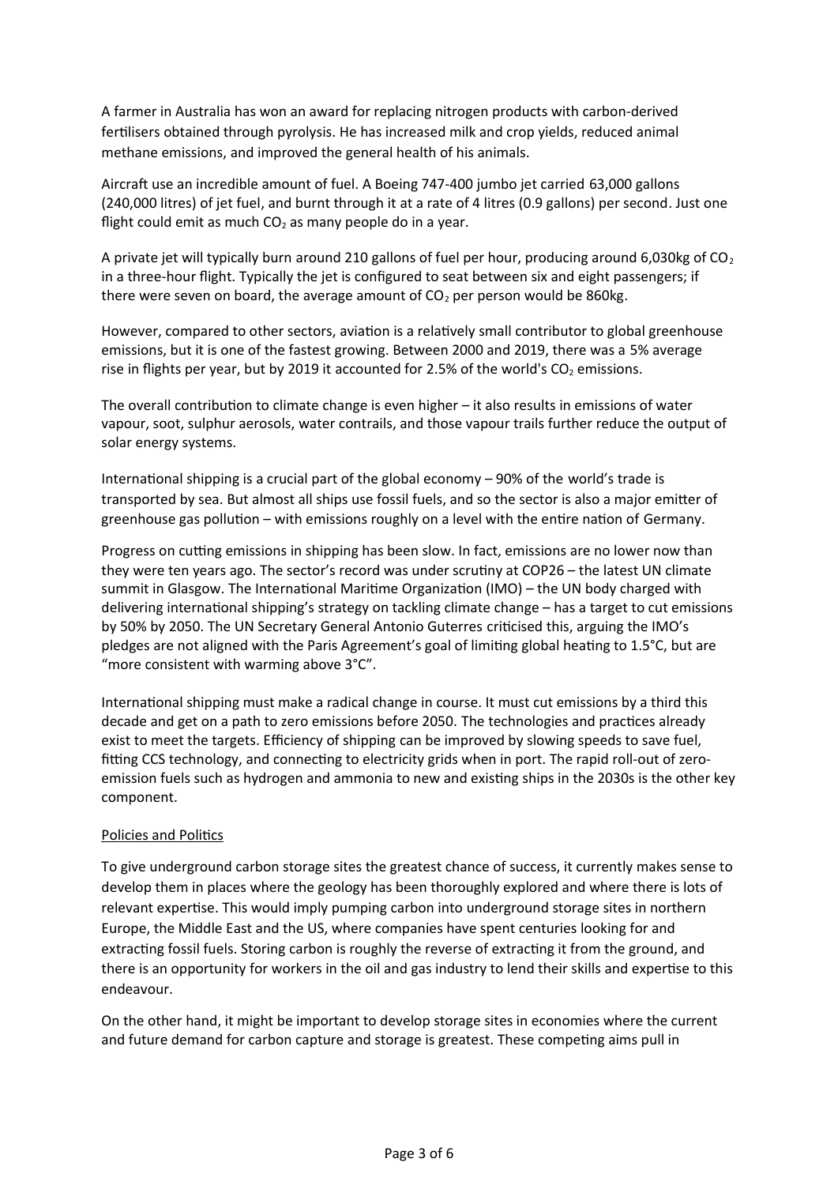A farmer in Australia has won an award for replacing nitrogen products with carbon-derived fertilisers obtained through pyrolysis. He has increased milk and crop yields, reduced animal methane emissions, and improved the general health of his animals.

Aircraft use an incredible amount of fuel. A Boeing 747-400 jumbo jet carried 63,000 gallons (240,000 litres) of jet fuel, and burnt through it at a rate of 4 litres (0.9 gallons) per second. Just one flight could emit as much $CO_2$ as many people do in a year.

A private jet will typically burn around 210 gallons of fuel per hour, producing around 6,030kg of $CO_2$ in a three-hour flight. Typically the jet is configured to seat between six and eight passengers; if there were seven on board, the average amount of $CO_2$ per person would be 860kg.

However, compared to other sectors, aviation is a relatively small contributor to global greenhouse emissions, but it is one of the fastest growing. Between 2000 and 2019, there was a 5% average rise in flights per year, but by 2019 it accounted for 2.5% of the world's $CO_2$ emissions.

The overall contribution to climate change is even higher – it also results in emissions of water vapour, soot, sulphur aerosols, water contrails, and those vapour trails further reduce the output of solar energy systems.

International shipping is a crucial part of the global economy – 90% of the world's trade is transported by sea. But almost all ships use fossil fuels, and so the sector is also a major emitter of greenhouse gas pollution – with emissions roughly on a level with the entire nation of Germany.

Progress on cutting emissions in shipping has been slow. In fact, emissions are no lower now than they were ten years ago. The sector's record was under scrutiny at COP26 – the latest UN climate summit in Glasgow. The International Maritime Organization (IMO) – the UN body charged with delivering international shipping's strategy on tackling climate change – has a target to cut emissions by 50% by 2050. The UN Secretary General Antonio Guterres criticised this, arguing the IMO's pledges are not aligned with the Paris Agreement's goal of limiting global heating to 1.5°C, but are "more consistent with warming above 3°C".

International shipping must make a radical change in course. It must cut emissions by a third this decade and get on a path to zero emissions before 2050. The technologies and practices already exist to meet the targets. Efficiency of shipping can be improved by slowing speeds to save fuel, fitting CCS technology, and connecting to electricity grids when in port. The rapid roll-out of zero-emission fuels such as hydrogen and ammonia to new and existing ships in the 2030s is the other key component.

<u>Policies and Politics</u>

To give underground carbon storage sites the greatest chance of success, it currently makes sense to develop them in places where the geology has been thoroughly explored and where there is lots of relevant expertise. This would imply pumping carbon into underground storage sites in northern Europe, the Middle East and the US, where companies have spent centuries looking for and extracting fossil fuels. Storing carbon is roughly the reverse of extracting it from the ground, and there is an opportunity for workers in the oil and gas industry to lend their skills and expertise to this endeavour.

On the other hand, it might be important to develop storage sites in economies where the current and future demand for carbon capture and storage is greatest. These competing aims pull in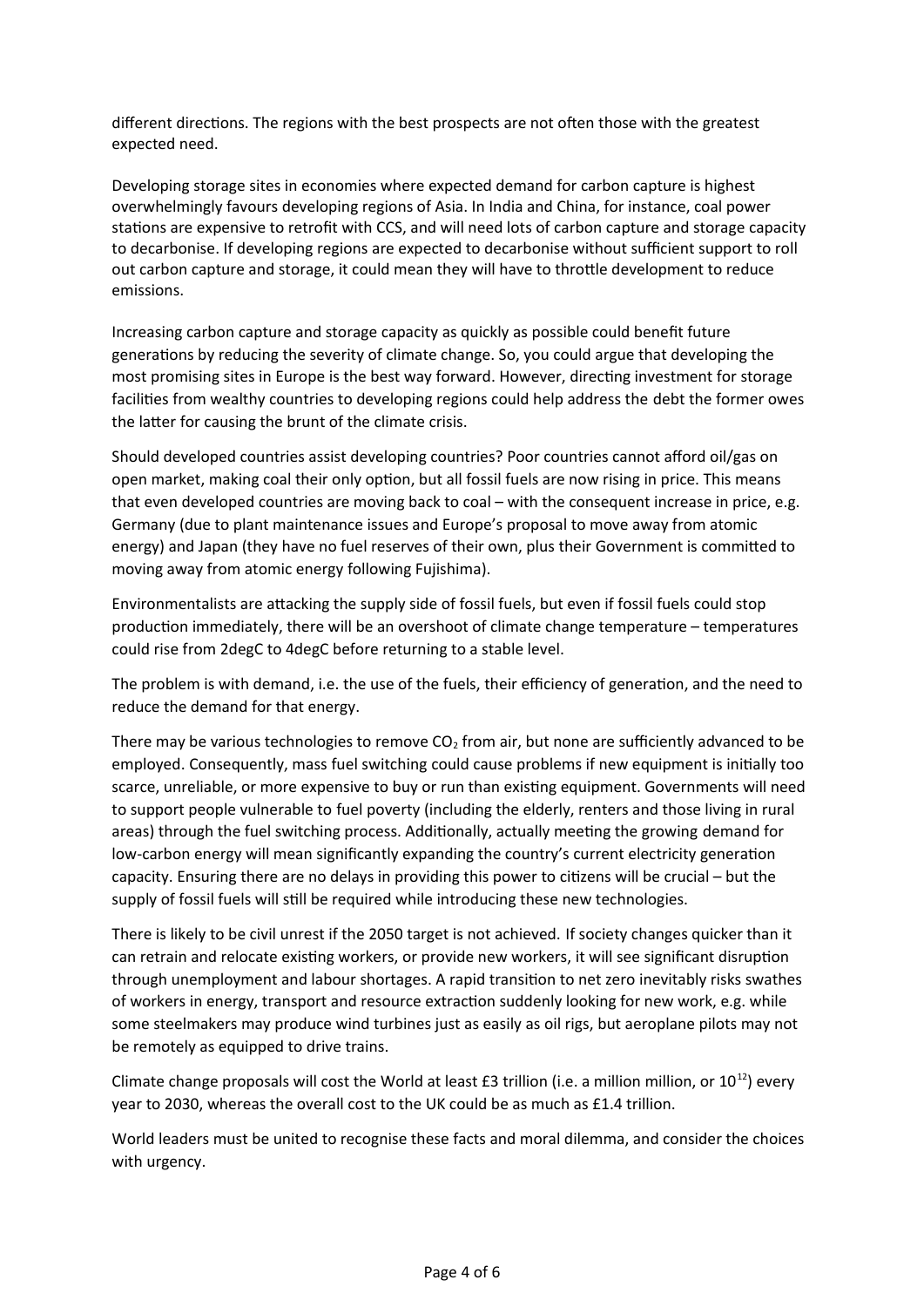different directions. The regions with the best prospects are not often those with the greatest expected need.

Developing storage sites in economies where expected demand for carbon capture is highest overwhelmingly favours developing regions of Asia. In India and China, for instance, coal power stations are expensive to retrofit with CCS, and will need lots of carbon capture and storage capacity to decarbonise. If developing regions are expected to decarbonise without sufficient support to roll out carbon capture and storage, it could mean they will have to throttle development to reduce emissions.

Increasing carbon capture and storage capacity as quickly as possible could benefit future generations by reducing the severity of climate change. So, you could argue that developing the most promising sites in Europe is the best way forward. However, directing investment for storage facilities from wealthy countries to developing regions could help address the debt the former owes the latter for causing the brunt of the climate crisis.

Should developed countries assist developing countries? Poor countries cannot afford oil/gas on open market, making coal their only option, but all fossil fuels are now rising in price. This means that even developed countries are moving back to coal – with the consequent increase in price, e.g. Germany (due to plant maintenance issues and Europe's proposal to move away from atomic energy) and Japan (they have no fuel reserves of their own, plus their Government is committed to moving away from atomic energy following Fujishima).

Environmentalists are attacking the supply side of fossil fuels, but even if fossil fuels could stop production immediately, there will be an overshoot of climate change temperature – temperatures could rise from 2degC to 4degC before returning to a stable level.

The problem is with demand, i.e. the use of the fuels, their efficiency of generation, and the need to reduce the demand for that energy.

There may be various technologies to remove $CO_2$ from air, but none are sufficiently advanced to be employed. Consequently, mass fuel switching could cause problems if new equipment is initially too scarce, unreliable, or more expensive to buy or run than existing equipment. Governments will need to support people vulnerable to fuel poverty (including the elderly, renters and those living in rural areas) through the fuel switching process. Additionally, actually meeting the growing demand for low-carbon energy will mean significantly expanding the country's current electricity generation capacity. Ensuring there are no delays in providing this power to citizens will be crucial – but the supply of fossil fuels will still be required while introducing these new technologies.

There is likely to be civil unrest if the 2050 target is not achieved. If society changes quicker than it can retrain and relocate existing workers, or provide new workers, it will see significant disruption through unemployment and labour shortages. A rapid transition to net zero inevitably risks swathes of workers in energy, transport and resource extraction suddenly looking for new work, e.g. while some steelmakers may produce wind turbines just as easily as oil rigs, but aeroplane pilots may not be remotely as equipped to drive trains.

Climate change proposals will cost the World at least £3 trillion (i.e. a million million, or $10^{12}$) every year to 2030, whereas the overall cost to the UK could be as much as £1.4 trillion.

World leaders must be united to recognise these facts and moral dilemma, and consider the choices with urgency.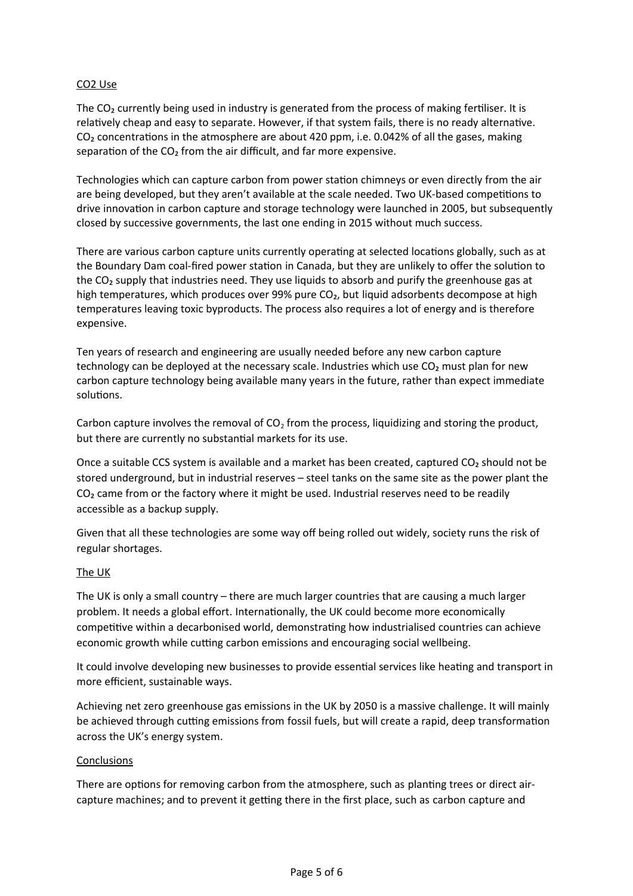## CO2 Use

The $CO_2$ currently being used in industry is generated from the process of making fertiliser. It is relatively cheap and easy to separate. However, if that system fails, there is no ready alternative. $CO_2$ concentrations in the atmosphere are about 420 ppm, i.e. 0.042% of all the gases, making separation of the $CO_2$ from the air difficult, and far more expensive.

Technologies which can capture carbon from power station chimneys or even directly from the air are being developed, but they aren't available at the scale needed. Two UK-based competitions to drive innovation in carbon capture and storage technology were launched in 2005, but subsequently closed by successive governments, the last one ending in 2015 without much success.

There are various carbon capture units currently operating at selected locations globally, such as at the Boundary Dam coal-fired power station in Canada, but they are unlikely to offer the solution to the $CO_2$ supply that industries need. They use liquids to absorb and purify the greenhouse gas at high temperatures, which produces over 99% pure $CO_2$, but liquid adsorbents decompose at high temperatures leaving toxic byproducts. The process also requires a lot of energy and is therefore expensive.

Ten years of research and engineering are usually needed before any new carbon capture technology can be deployed at the necessary scale. Industries which use $CO_2$ must plan for new carbon capture technology being available many years in the future, rather than expect immediate solutions.

Carbon capture involves the removal of $CO_2$ from the process, liquidizing and storing the product, but there are currently no substantial markets for its use.

Once a suitable CCS system is available and a market has been created, captured $CO_2$ should not be stored underground, but in industrial reserves – steel tanks on the same site as the power plant the $CO_2$ came from or the factory where it might be used. Industrial reserves need to be readily accessible as a backup supply.

Given that all these technologies are some way off being rolled out widely, society runs the risk of regular shortages.

## The UK

The UK is only a small country – there are much larger countries that are causing a much larger problem. It needs a global effort. Internationally, the UK could become more economically competitive within a decarbonised world, demonstrating how industrialised countries can achieve economic growth while cutting carbon emissions and encouraging social wellbeing.

It could involve developing new businesses to provide essential services like heating and transport in more efficient, sustainable ways.

Achieving net zero greenhouse gas emissions in the UK by 2050 is a massive challenge. It will mainly be achieved through cutting emissions from fossil fuels, but will create a rapid, deep transformation across the UK's energy system.

## Conclusions

There are options for removing carbon from the atmosphere, such as planting trees or direct air-capture machines; and to prevent it getting there in the first place, such as carbon capture and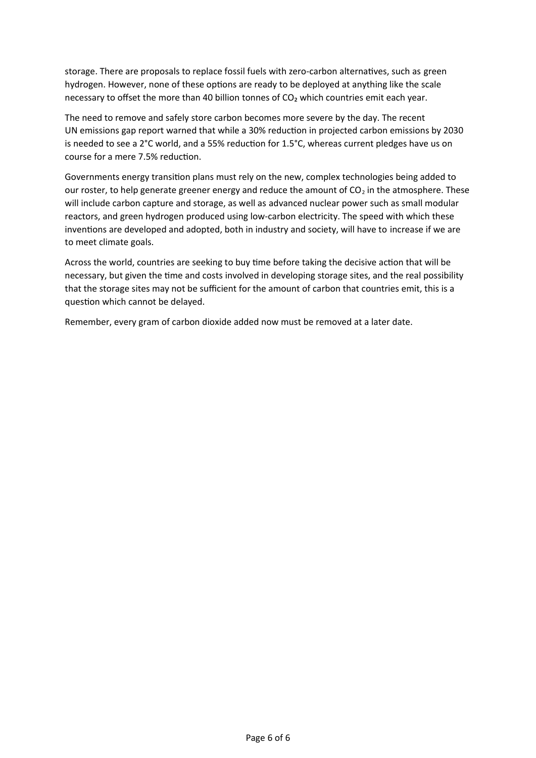storage. There are proposals to replace fossil fuels with zero-carbon alternatives, such as green hydrogen. However, none of these options are ready to be deployed at anything like the scale necessary to offset the more than 40 billion tonnes of $CO_2$ which countries emit each year.

The need to remove and safely store carbon becomes more severe by the day. The recent UN emissions gap report warned that while a 30% reduction in projected carbon emissions by 2030 is needed to see a 2°C world, and a 55% reduction for 1.5°C, whereas current pledges have us on course for a mere 7.5% reduction.

Governments energy transition plans must rely on the new, complex technologies being added to our roster, to help generate greener energy and reduce the amount of $CO_2$ in the atmosphere. These will include carbon capture and storage, as well as advanced nuclear power such as small modular reactors, and green hydrogen produced using low-carbon electricity. The speed with which these inventions are developed and adopted, both in industry and society, will have to increase if we are to meet climate goals.

Across the world, countries are seeking to buy time before taking the decisive action that will be necessary, but given the time and costs involved in developing storage sites, and the real possibility that the storage sites may not be sufficient for the amount of carbon that countries emit, this is a question which cannot be delayed.

Remember, every gram of carbon dioxide added now must be removed at a later date.